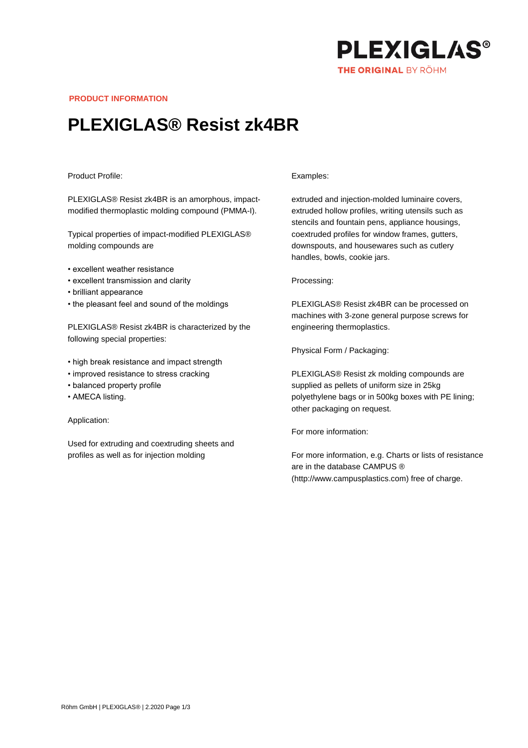PLEXIGLAS®
THE ORIGINAL BY RÖHM

**PRODUCT INFORMATION**

# PLEXIGLAS® Resist zk4BR

Product Profile:

PLEXIGLAS® Resist zk4BR is an amorphous, impact-modified thermoplastic molding compound (PMMA-I).

Typical properties of impact-modified PLEXIGLAS® molding compounds are

- excellent weather resistance
- excellent transmission and clarity
- brilliant appearance
- the pleasant feel and sound of the moldings

PLEXIGLAS® Resist zk4BR is characterized by the following special properties:

- high break resistance and impact strength
- improved resistance to stress cracking
- balanced property profile
- AMECA listing.

Application:

Used for extruding and coextruding sheets and profiles as well as for injection molding

Examples:

extruded and injection-molded luminaire covers, extruded hollow profiles, writing utensils such as stencils and fountain pens, appliance housings, coextruded profiles for window frames, gutters, downspouts, and housewares such as cutlery handles, bowls, cookie jars.

Processing:

PLEXIGLAS® Resist zk4BR can be processed on machines with 3-zone general purpose screws for engineering thermoplastics.

Physical Form / Packaging:

PLEXIGLAS® Resist zk molding compounds are supplied as pellets of uniform size in 25kg polyethylene bags or in 500kg boxes with PE lining; other packaging on request.

For more information:

For more information, e.g. Charts or lists of resistance are in the database CAMPUS ® (http://www.campusplastics.com) free of charge.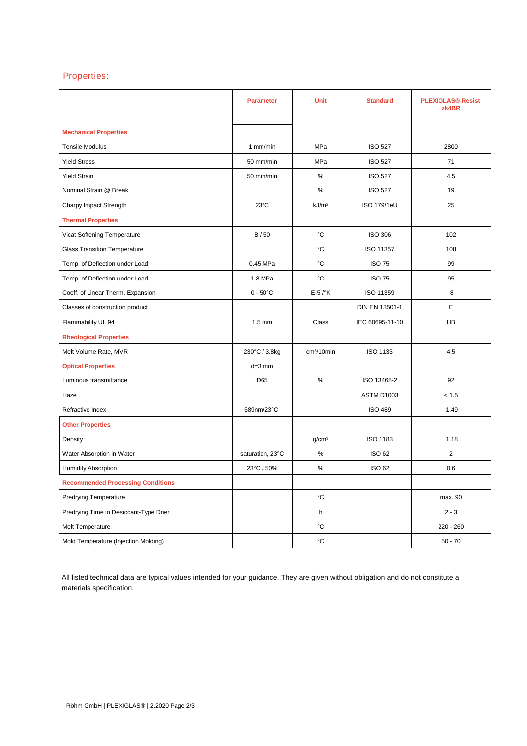## Properties:

| | Parameter | Unit | Standard | PLEXIGLAS® Resist zk4BR |
|---|---|---|---|---|
| **Mechanical Properties** | | | | |
| Tensile Modulus | 1 mm/min | MPa | ISO 527 | 2800 |
| Yield Stress | 50 mm/min | MPa | ISO 527 | 71 |
| Yield Strain | 50 mm/min | % | ISO 527 | 4.5 |
| Nominal Strain @ Break | | % | ISO 527 | 19 |
| Charpy Impact Strength | 23°C | kJ/m² | ISO 179/1eU | 25 |
| **Thermal Properties** | | | | |
| Vicat Softening Temperature | B / 50 | °C | ISO 306 | 102 |
| Glass Transition Temperature | | °C | ISO 11357 | 108 |
| Temp. of Deflection under Load | 0.45 MPa | °C | ISO 75 | 99 |
| Temp. of Deflection under Load | 1.8 MPa | °C | ISO 75 | 95 |
| Coeff. of Linear Therm. Expansion | 0 - 50°C | E-5 /°K | ISO 11359 | 8 |
| Classes of construction product | | | DIN EN 13501-1 | E |
| Flammability UL 94 | 1.5 mm | Class | IEC 60695-11-10 | HB |
| **Rheological Properties** | | | | |
| Melt Volume Rate, MVR | 230°C / 3.8kg | cm³/10min | ISO 1133 | 4.5 |
| **Optical Properties** | d=3 mm | | | |
| Luminous transmittance | D65 | % | ISO 13468-2 | 92 |
| Haze | | | ASTM D1003 | < 1.5 |
| Refractive Index | 589nm/23°C | | ISO 489 | 1.49 |
| **Other Properties** | | | | |
| Density | | g/cm³ | ISO 1183 | 1.18 |
| Water Absorption in Water | saturation, 23°C | % | ISO 62 | 2 |
| Humidity Absorption | 23°C / 50% | % | ISO 62 | 0.6 |
| **Recommended Processing Conditions** | | | | |
| Predrying Temperature | | °C | | max. 90 |
| Predrying Time in Desiccant-Type Drier | | h | | 2 - 3 |
| Melt Temperature | | °C | | 220 - 260 |
| Mold Temperature (Injection Molding) | | °C | | 50 - 70 |

All listed technical data are typical values intended for your guidance. They are given without obligation and do not constitute a materials specification.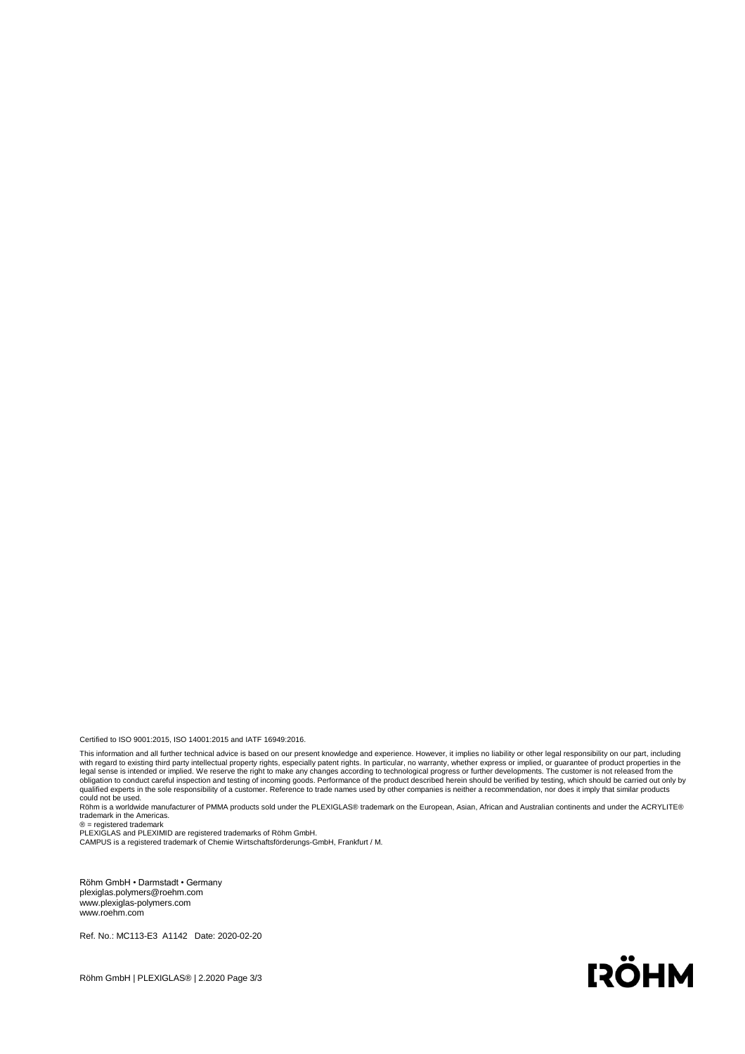Certified to ISO 9001:2015, ISO 14001:2015 and IATF 16949:2016.

This information and all further technical advice is based on our present knowledge and experience. However, it implies no liability or other legal responsibility on our part, including with regard to existing third party intellectual property rights, especially patent rights. In particular, no warranty, whether express or implied, or guarantee of product properties in the legal sense is intended or implied. We reserve the right to make any changes according to technological progress or further developments. The customer is not released from the obligation to conduct careful inspection and testing of incoming goods. Performance of the product described herein should be verified by testing, which should be carried out only by qualified experts in the sole responsibility of a customer. Reference to trade names used by other companies is neither a recommendation, nor does it imply that similar products could not be used.
Röhm is a worldwide manufacturer of PMMA products sold under the PLEXIGLAS® trademark on the European, Asian, African and Australian continents and under the ACRYLITE® trademark in the Americas.
® = registered trademark
PLEXIGLAS and PLEXIMID are registered trademarks of Röhm GmbH.
CAMPUS is a registered trademark of Chemie Wirtschaftsförderungs-GmbH, Frankfurt / M.

Röhm GmbH • Darmstadt • Germany
plexiglas.polymers@roehm.com
www.plexiglas-polymers.com
www.roehm.com

Ref. No.: MC113-E3 A1142 Date: 2020-02-20

RÖHM